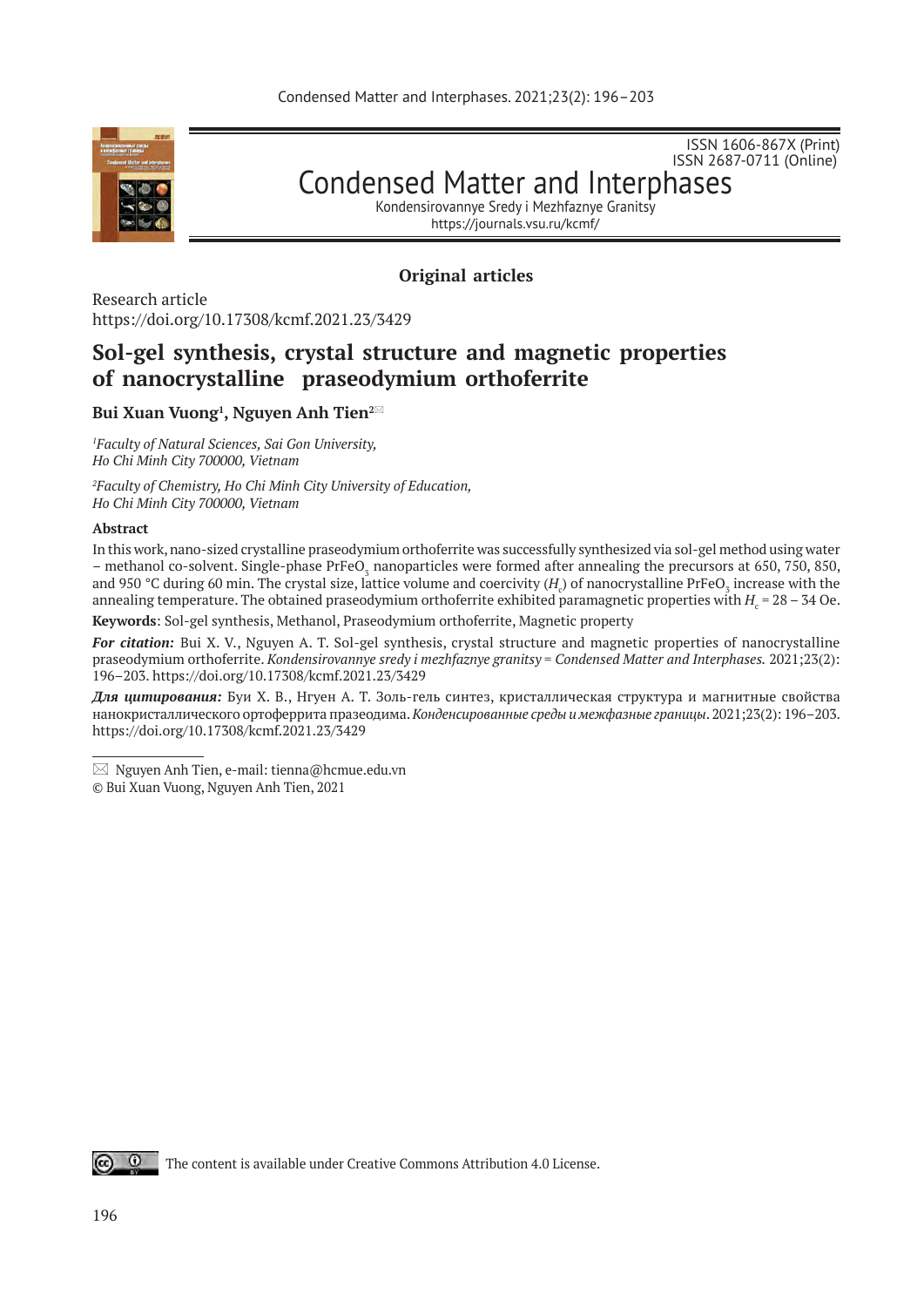ISSN 1606-867X (Print)
ISSN 2687-0711 (Online)

Condensed Matter and Interphases

Kondensirovannye Sredy i Mezhfaznye Granitsy

https://journals.vsu.ru/kcmf/

**Original articles**

Research article
https://doi.org/10.17308/kcmf.2021.23/3429

# Sol-gel synthesis, crystal structure and magnetic properties of nanocrystalline praseodymium orthoferrite

**Bui Xuan Vuong[1], Nguyen Anh Tien[2]✉**

[1]*Faculty of Natural Sciences, Sai Gon University, Ho Chi Minh City 700000, Vietnam*

[2]*Faculty of Chemistry, Ho Chi Minh City University of Education, Ho Chi Minh City 700000, Vietnam*

**Abstract**

In this work, nano-sized crystalline praseodymium orthoferrite was successfully synthesized via sol-gel method using water – methanol co-solvent. Single-phase $PrFeO_3$ nanoparticles were formed after annealing the precursors at 650, 750, 850, and 950 °C during 60 min. The crystal size, lattice volume and coercivity ($H_c$) of nanocrystalline $PrFeO_3$ increase with the annealing temperature. The obtained praseodymium orthoferrite exhibited paramagnetic properties with $H_c$ = 28 – 34 Oe.

**Keywords**: Sol-gel synthesis, Methanol, Praseodymium orthoferrite, Magnetic property

***For citation:*** Bui X. V., Nguyen A. T. Sol-gel synthesis, crystal structure and magnetic properties of nanocrystalline praseodymium orthoferrite. *Kondensirovannye sredy i mezhfaznye granitsy* = *Condensed Matter and Interphases.* 2021;23(2): 196–203. https://doi.org/10.17308/kcmf.2021.23/3429

***Для цитирования:*** Буи Х. В., Нгуен А. Т. Золь-гель синтез, кристаллическая структура и магнитные свойства нанокристаллического ортоферрита празеодима. *Конденсированные среды и межфазные границы*. 2021;23(2): 196–203. https://doi.org/10.17308/kcmf.2021.23/3429

---

✉ Nguyen Anh Tien, e-mail: tienna@hcmue.edu.vn

© Bui Xuan Vuong, Nguyen Anh Tien, 2021

The content is available under Creative Commons Attribution 4.0 License.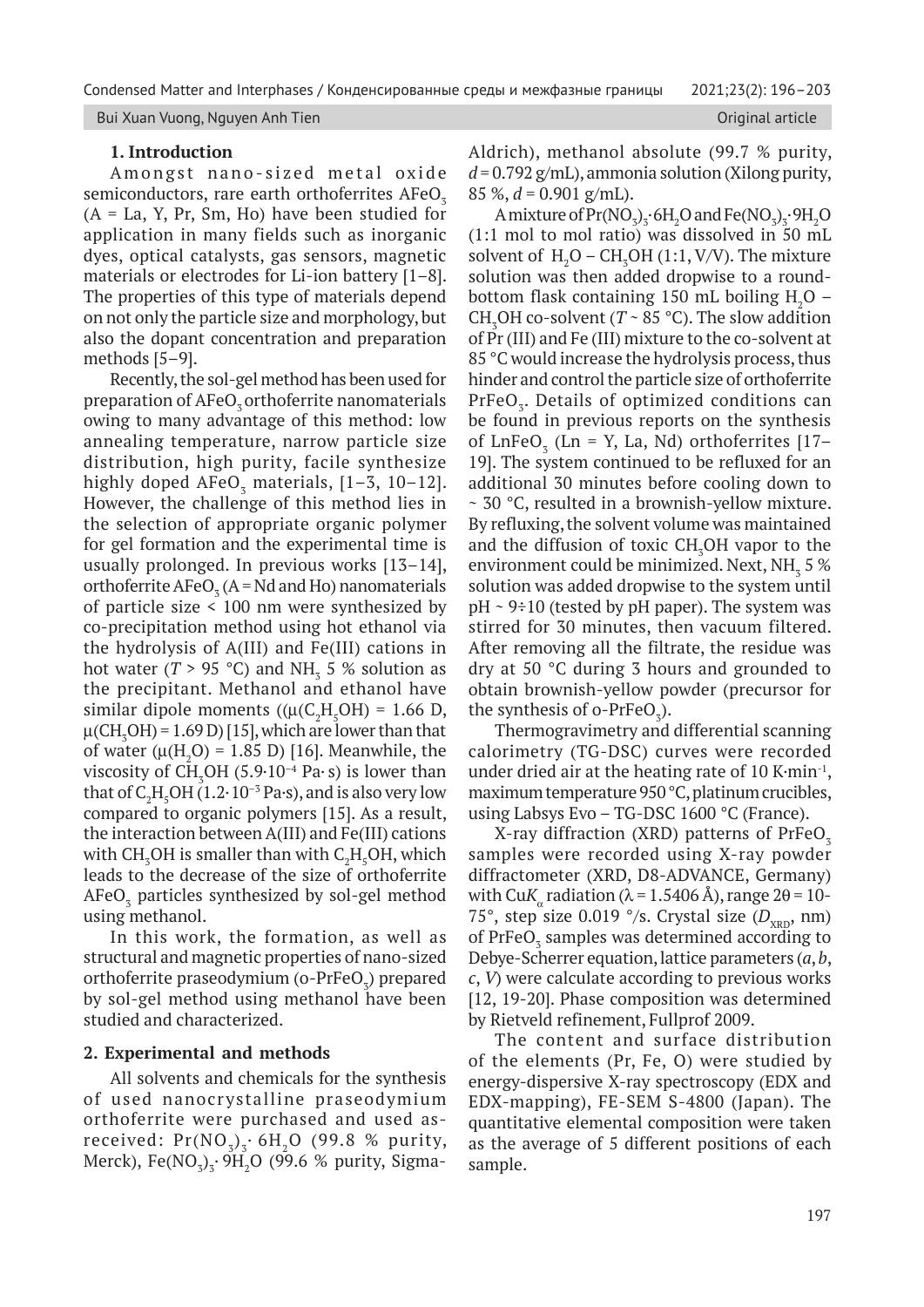## 1. Introduction

Amongst nano-sized metal oxide semiconductors, rare earth orthoferrites $AFeO_3$ (A = La, Y, Pr, Sm, Ho) have been studied for application in many fields such as inorganic dyes, optical catalysts, gas sensors, magnetic materials or electrodes for Li-ion battery [1–8]. The properties of this type of materials depend on not only the particle size and morphology, but also the dopant concentration and preparation methods [5–9].

Recently, the sol-gel method has been used for preparation of $AFeO_3$ orthoferrite nanomaterials owing to many advantage of this method: low annealing temperature, narrow particle size distribution, high purity, facile synthesize highly doped $AFeO_3$ materials, [1–3, 10–12]. However, the challenge of this method lies in the selection of appropriate organic polymer for gel formation and the experimental time is usually prolonged. In previous works [13–14], orthoferrite $AFeO_3$ (A = Nd and Ho) nanomaterials of particle size < 100 nm were synthesized by co-precipitation method using hot ethanol via the hydrolysis of A(III) and Fe(III) cations in hot water ($T$ > 95 °C) and $NH_3$ 5 % solution as the precipitant. Methanol and ethanol have similar dipole moments (($\mu(C_2H_5OH)$ = 1.66 D, $\mu(CH_3OH)$ = 1.69 D) [15], which are lower than that of water ($\mu(H_2O)$ = 1.85 D) [16]. Meanwhile, the viscosity of $CH_3OH$ ($5.9 \cdot 10^{-4}$ Pa·s) is lower than that of $C_2H_5OH$ ($1.2 \cdot 10^{-3}$ Pa·s), and is also very low compared to organic polymers [15]. As a result, the interaction between A(III) and Fe(III) cations with $CH_3OH$ is smaller than with $C_2H_5OH$, which leads to the decrease of the size of orthoferrite $AFeO_3$ particles synthesized by sol-gel method using methanol.

In this work, the formation, as well as structural and magnetic properties of nano-sized orthoferrite praseodymium (o-$PrFeO_3$) prepared by sol-gel method using methanol have been studied and characterized.

## 2. Experimental and methods

All solvents and chemicals for the synthesis of used nanocrystalline praseodymium orthoferrite were purchased and used as-received: $Pr(NO_3)_3 \cdot 6H_2O$ (99.8 % purity, Merck), $Fe(NO_3)_3 \cdot 9H_2O$ (99.6 % purity, Sigma-Aldrich), methanol absolute (99.7 % purity, $d$ = 0.792 g/mL), ammonia solution (Xilong purity, 85 %, $d$ = 0.901 g/mL).

A mixture of $Pr(NO_3)_3 \cdot 6H_2O$ and $Fe(NO_3)_3 \cdot 9H_2O$ (1:1 mol to mol ratio) was dissolved in 50 mL solvent of $H_2O$ – $CH_3OH$ (1:1, V/V). The mixture solution was then added dropwise to a round-bottom flask containing 150 mL boiling $H_2O$ – $CH_3OH$ co-solvent ($T$ ~ 85 °C). The slow addition of Pr (III) and Fe (III) mixture to the co-solvent at 85 °C would increase the hydrolysis process, thus hinder and control the particle size of orthoferrite $PrFeO_3$. Details of optimized conditions can be found in previous reports on the synthesis of $LnFeO_3$ (Ln = Y, La, Nd) orthoferrites [17–19]. The system continued to be refluxed for an additional 30 minutes before cooling down to ~ 30 °C, resulted in a brownish-yellow mixture. By refluxing, the solvent volume was maintained and the diffusion of toxic $CH_3OH$ vapor to the environment could be minimized. Next, $NH_3$ 5 % solution was added dropwise to the system until pH ~ 9÷10 (tested by pH paper). The system was stirred for 30 minutes, then vacuum filtered. After removing all the filtrate, the residue was dry at 50 °C during 3 hours and grounded to obtain brownish-yellow powder (precursor for the synthesis of o-$PrFeO_3$).

Thermogravimetry and differential scanning calorimetry (TG-DSC) curves were recorded under dried air at the heating rate of 10 K·min$^{-1}$, maximum temperature 950 °C, platinum crucibles, using Labsys Evo – TG-DSC 1600 °C (France).

X-ray diffraction (XRD) patterns of $PrFeO_3$ samples were recorded using X-ray powder diffractometer (XRD, D8-ADVANCE, Germany) with Cu$K_\alpha$ radiation ($\lambda$ = 1.5406 Å), range $2\theta$ = 10-75°, step size 0.019 °/s. Crystal size ($D_{XRD}$, nm) of $PrFeO_3$ samples was determined according to Debye-Scherrer equation, lattice parameters ($a$, $b$, $c$, $V$) were calculate according to previous works [12, 19-20]. Phase composition was determined by Rietveld refinement, Fullprof 2009.

The content and surface distribution of the elements (Pr, Fe, O) were studied by energy-dispersive X-ray spectroscopy (EDX and EDX-mapping), FE-SEM S-4800 (Japan). The quantitative elemental composition were taken as the average of 5 different positions of each sample.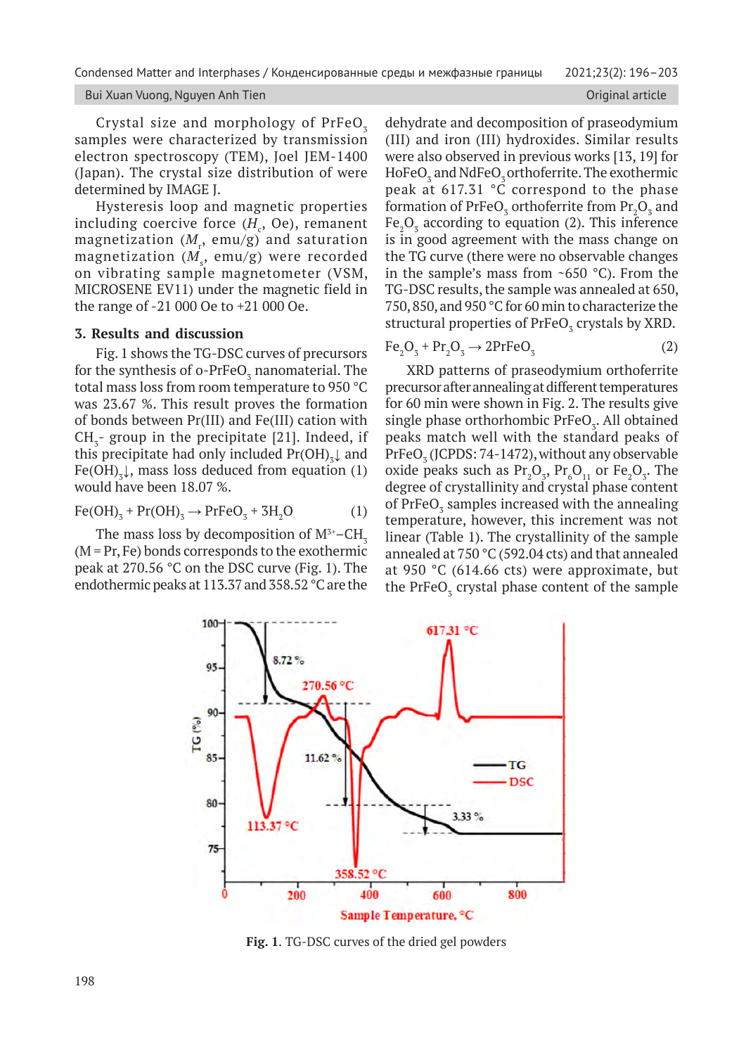Crystal size and morphology of $PrFeO_3$ samples were characterized by transmission electron spectroscopy (TEM), Joel JEM-1400 (Japan). The crystal size distribution of were determined by IMAGE J.

Hysteresis loop and magnetic properties including coercive force ($H_c$, Oe), remanent magnetization ($M_r$, emu/g) and saturation magnetization ($M_s$, emu/g) were recorded on vibrating sample magnetometer (VSM, MICROSENE EV11) under the magnetic field in the range of -21 000 Oe to +21 000 Oe.

### 3. Results and discussion

Fig. 1 shows the TG-DSC curves of precursors for the synthesis of o-$PrFeO_3$ nanomaterial. The total mass loss from room temperature to 950 °C was 23.67 %. This result proves the formation of bonds between Pr(III) and Fe(III) cation with $CH_3$- group in the precipitate [21]. Indeed, if this precipitate had only included $Pr(OH)_3$↓ and $Fe(OH)_3$↓, mass loss deduced from equation (1) would have been 18.07 %.

$$Fe(OH)_3 + Pr(OH)_3 \rightarrow PrFeO_3 + 3H_2O \qquad (1)$$

The mass loss by decomposition of $M^{3+}$–$CH_3$ (M = Pr, Fe) bonds corresponds to the exothermic peak at 270.56 °C on the DSC curve (Fig. 1). The endothermic peaks at 113.37 and 358.52 °C are the dehydrate and decomposition of praseodymium (III) and iron (III) hydroxides. Similar results were also observed in previous works [13, 19] for $HoFeO_3$ and $NdFeO_3$ orthoferrite. The exothermic peak at 617.31 °C correspond to the phase formation of $PrFeO_3$ orthoferrite from $Pr_2O_3$ and $Fe_2O_3$ according to equation (2). This inference is in good agreement with the mass change on the TG curve (there were no observable changes in the sample's mass from ~650 °C). From the TG-DSC results, the sample was annealed at 650, 750, 850, and 950 °C for 60 min to characterize the structural properties of $PrFeO_3$ crystals by XRD.

$$Fe_2O_3 + Pr_2O_3 \rightarrow 2PrFeO_3 \qquad (2)$$

XRD patterns of praseodymium orthoferrite precursor after annealing at different temperatures for 60 min were shown in Fig. 2. The results give single phase orthorhombic $PrFeO_3$. All obtained peaks match well with the standard peaks of $PrFeO_3$ (JCPDS: 74-1472), without any observable oxide peaks such as $Pr_2O_3$, $Pr_6O_{11}$ or $Fe_2O_3$. The degree of crystallinity and crystal phase content of $PrFeO_3$ samples increased with the annealing temperature, however, this increment was not linear (Table 1). The crystallinity of the sample annealed at 750 °C (592.04 cts) and that annealed at 950 °C (614.66 cts) were approximate, but the $PrFeO_3$ crystal phase content of the sample

**Fig. 1**. TG-DSC curves of the dried gel powders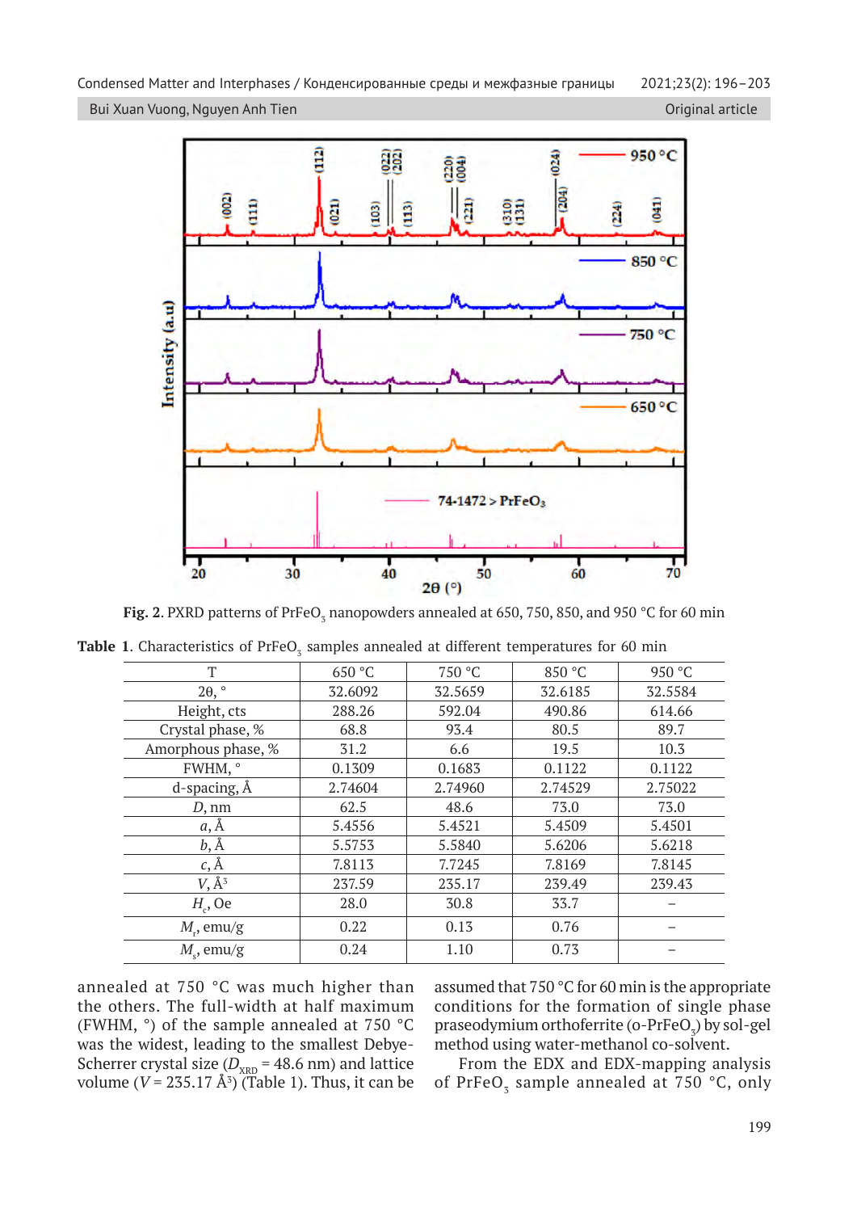Fig. 2. PXRD patterns of $PrFeO_3$ nanopowders annealed at 650, 750, 850, and 950 °C for 60 min

Table 1. Characteristics of $PrFeO_3$ samples annealed at different temperatures for 60 min

| T | 650 °C | 750 °C | 850 °C | 950 °C |
|---|---|---|---|---|
| 2θ, ° | 32.6092 | 32.5659 | 32.6185 | 32.5584 |
| Height, cts | 288.26 | 592.04 | 490.86 | 614.66 |
| Crystal phase, % | 68.8 | 93.4 | 80.5 | 89.7 |
| Amorphous phase, % | 31.2 | 6.6 | 19.5 | 10.3 |
| FWHM, ° | 0.1309 | 0.1683 | 0.1122 | 0.1122 |
| d-spacing, Å | 2.74604 | 2.74960 | 2.74529 | 2.75022 |
| $D$, nm | 62.5 | 48.6 | 73.0 | 73.0 |
| $a$, Å | 5.4556 | 5.4521 | 5.4509 | 5.4501 |
| $b$, Å | 5.5753 | 5.5840 | 5.6206 | 5.6218 |
| $c$, Å | 7.8113 | 7.7245 | 7.8169 | 7.8145 |
| $V$, Å$^3$ | 237.59 | 235.17 | 239.49 | 239.43 |
| $H_c$, Oe | 28.0 | 30.8 | 33.7 | – |
| $M_r$, emu/g | 0.22 | 0.13 | 0.76 | – |
| $M_s$, emu/g | 0.24 | 1.10 | 0.73 | – |

annealed at 750 °C was much higher than the others. The full-width at half maximum (FWHM, °) of the sample annealed at 750 °C was the widest, leading to the smallest Debye-Scherrer crystal size ($D_{XRD}$ = 48.6 nm) and lattice volume ($V$ = 235.17 Å$^3$) (Table 1). Thus, it can be assumed that 750 °C for 60 min is the appropriate conditions for the formation of single phase praseodymium orthoferrite (o-$PrFeO_3$) by sol-gel method using water-methanol co-solvent.

From the EDX and EDX-mapping analysis of $PrFeO_3$ sample annealed at 750 °C, only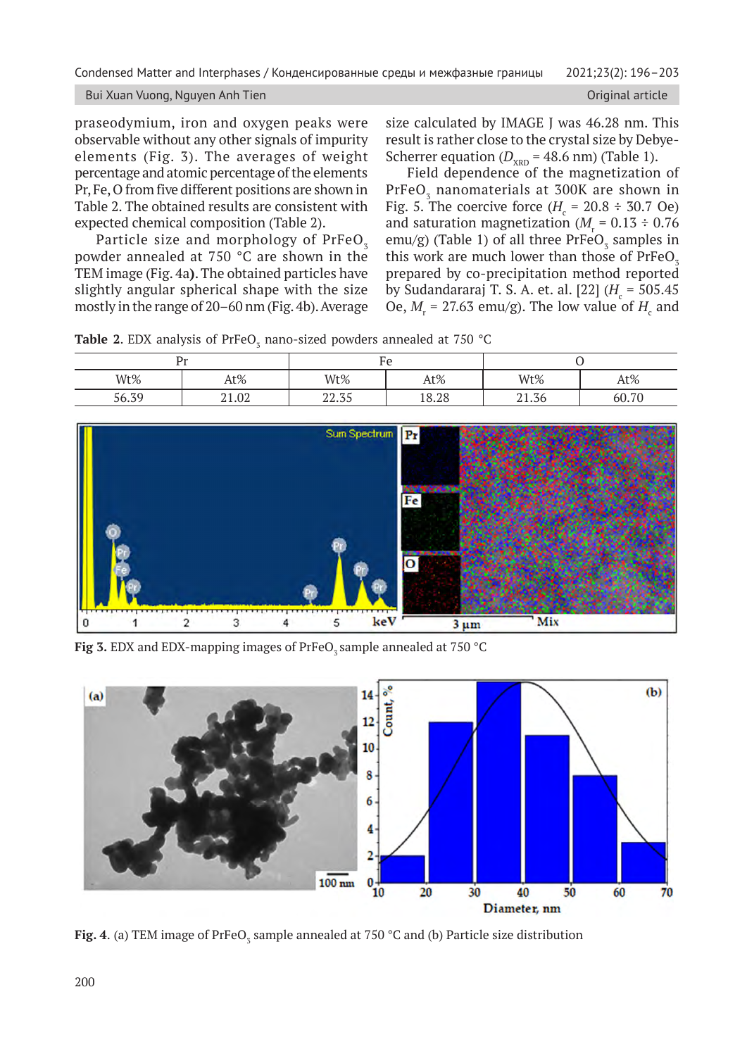praseodymium, iron and oxygen peaks were observable without any other signals of impurity elements (Fig. 3). The averages of weight percentage and atomic percentage of the elements Pr, Fe, O from five different positions are shown in Table 2. The obtained results are consistent with expected chemical composition (Table 2).

Particle size and morphology of $PrFeO_3$ powder annealed at 750 °C are shown in the TEM image (Fig. 4a**).** The obtained particles have slightly angular spherical shape with the size mostly in the range of 20–60 nm (Fig. 4b). Average size calculated by IMAGE J was 46.28 nm. This result is rather close to the crystal size by Debye-Scherrer equation ($D_{XRD}$ = 48.6 nm) (Table 1).

Field dependence of the magnetization of $PrFeO_3$ nanomaterials at 300K are shown in Fig. 5. The coercive force ($H_c$ = 20.8 ÷ 30.7 Oe) and saturation magnetization ($M_r$ = 0.13 ÷ 0.76 emu/g) (Table 1) of all three $PrFeO_3$ samples in this work are much lower than those of $PrFeO_3$ prepared by co-precipitation method reported by Sudandararaj T. S. A. et. al. [22] ($H_c$ = 505.45 Oe, $M_r$ = 27.63 emu/g). The low value of $H_c$ and

**Table 2**. EDX analysis of $PrFeO_3$ nano-sized powders annealed at 750 °C

| Pr | | Fe | | O | |
|---|---|---|---|---|---|
| Wt% | At% | Wt% | At% | Wt% | At% |
| 56.39 | 21.02 | 22.35 | 18.28 | 21.36 | 60.70 |

**Fig 3.** EDX and EDX-mapping images of $PrFeO_3$ sample annealed at 750 °C

**Fig. 4**. (a) TEM image of $PrFeO_3$ sample annealed at 750 °C and (b) Particle size distribution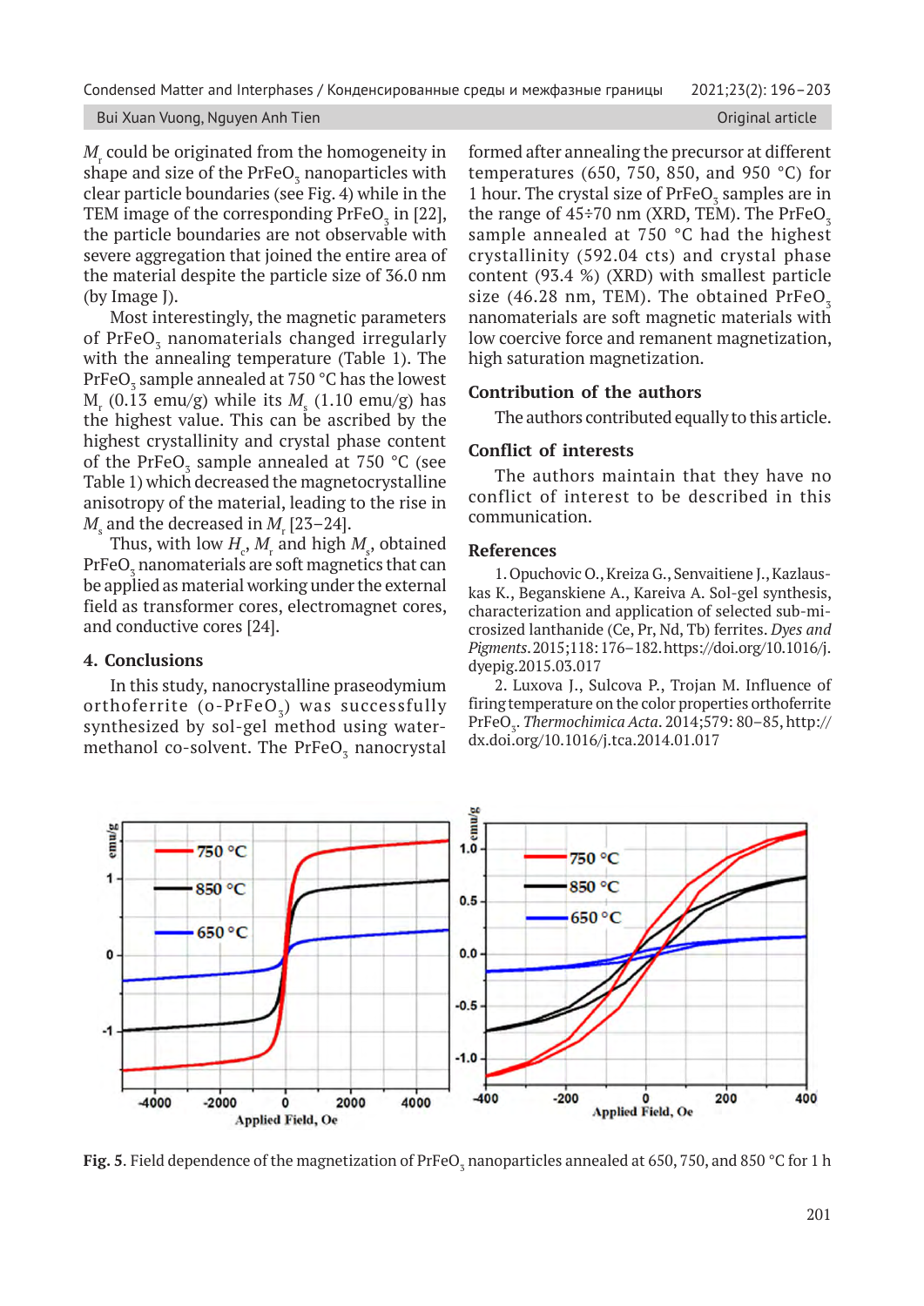$M_r$ could be originated from the homogeneity in shape and size of the $PrFeO_3$ nanoparticles with clear particle boundaries (see Fig. 4) while in the TEM image of the corresponding $PrFeO_3$ in [22], the particle boundaries are not observable with severe aggregation that joined the entire area of the material despite the particle size of 36.0 nm (by Image J).

Most interestingly, the magnetic parameters of $PrFeO_3$ nanomaterials changed irregularly with the annealing temperature (Table 1). The $PrFeO_3$ sample annealed at 750 °C has the lowest $M_r$ (0.13 emu/g) while its $M_s$ (1.10 emu/g) has the highest value. This can be ascribed by the highest crystallinity and crystal phase content of the $PrFeO_3$ sample annealed at 750 °C (see Table 1) which decreased the magnetocrystalline anisotropy of the material, leading to the rise in $M_s$ and the decreased in $M_r$ [23–24].

Thus, with low $H_c$, $M_r$ and high $M_s$, obtained $PrFeO_3$ nanomaterials are soft magnetics that can be applied as material working under the external field as transformer cores, electromagnet cores, and conductive cores [24].

## 4. Conclusions

In this study, nanocrystalline praseodymium orthoferrite (o-$PrFeO_3$) was successfully synthesized by sol-gel method using water-methanol co-solvent. The $PrFeO_3$ nanocrystal formed after annealing the precursor at different temperatures (650, 750, 850, and 950 °C) for 1 hour. The crystal size of $PrFeO_3$ samples are in the range of 45÷70 nm (XRD, TEM). The $PrFeO_3$ sample annealed at 750 °C had the highest crystallinity (592.04 cts) and crystal phase content (93.4 %) (XRD) with smallest particle size (46.28 nm, TEM). The obtained $PrFeO_3$ nanomaterials are soft magnetic materials with low coercive force and remanent magnetization, high saturation magnetization.

### Contribution of the authors

The authors contributed equally to this article.

### Conflict of interests

The authors maintain that they have no conflict of interest to be described in this communication.

### References

1. Opuchovic O., Kreiza G., Senvaitiene J., Kazlauskas K., Beganskiene A., Kareiva A. Sol-gel synthesis, characterization and application of selected sub-microsized lanthanide (Ce, Pr, Nd, Tb) ferrites. *Dyes and Pigments*. 2015;118: 176–182. https://doi.org/10.1016/j.dyepig.2015.03.017

2. Luxova J., Sulcova P., Trojan M. Influence of firing temperature on the color properties orthoferrite $PrFeO_3$. *Thermochimica Acta*. 2014;579: 80–85, http://dx.doi.org/10.1016/j.tca.2014.01.017

**Fig. 5**. Field dependence of the magnetization of $PrFeO_3$ nanoparticles annealed at 650, 750, and 850 °C for 1 h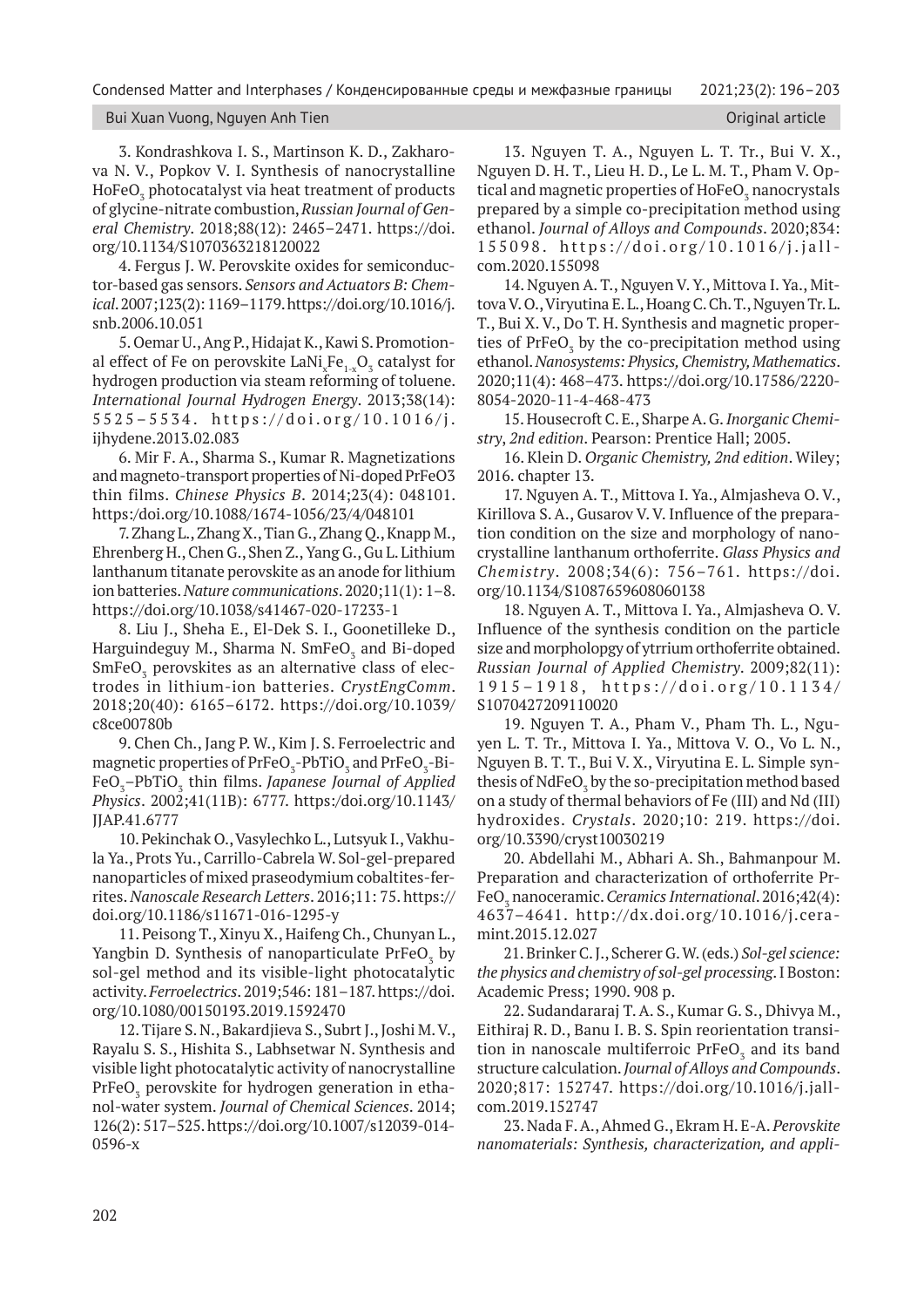3. Kondrashkova I. S., Martinson K. D., Zakharova N. V., Popkov V. I. Synthesis of nanocrystalline $HoFeO_3$ photocatalyst via heat treatment of products of glycine-nitrate combustion, *Russian Journal of General Chemistry*. 2018;88(12): 2465–2471. https://doi.org/10.1134/S1070363218120022

4. Fergus J. W. Perovskite oxides for semiconductor-based gas sensors. *Sensors and Actuators B: Chemical*. 2007;123(2): 1169–1179. https://doi.org/10.1016/j.snb.2006.10.051

5. Oemar U., Ang P., Hidajat K., Kawi S. Promotional effect of Fe on perovskite $LaNi_xFe_{1-x}O_3$ catalyst for hydrogen production via steam reforming of toluene. *International Journal Hydrogen Energy*. 2013;38(14): 5525–5534. https://doi.org/10.1016/j.ijhydene.2013.02.083

6. Mir F. A., Sharma S., Kumar R. Magnetizations and magneto-transport properties of Ni-doped PrFeO3 thin films. *Chinese Physics B*. 2014;23(4): 048101. https:/doi.org/10.1088/1674-1056/23/4/048101

7. Zhang L., Zhang X., Tian G., Zhang Q., Knapp M., Ehrenberg H., Chen G., Shen Z., Yang G., Gu L. Lithium lanthanum titanate perovskite as an anode for lithium ion batteries. *Nature communications*. 2020;11(1): 1–8. https://doi.org/10.1038/s41467-020-17233-1

8. Liu J., Sheha E., El-Dek S. I., Goonetilleke D., Harguindeguy M., Sharma N. $SmFeO_3$ and Bi-doped $SmFeO_3$ perovskites as an alternative class of electrodes in lithium-ion batteries. *CrystEngComm*. 2018;20(40): 6165–6172. https://doi.org/10.1039/c8ce00780b

9. Chen Ch., Jang P. W., Kim J. S. Ferroelectric and magnetic properties of $PrFeO_3$-$PbTiO_3$ and $PrFeO_3$-Bi-$FeO_3$–$PbTiO_3$ thin films. *Japanese Journal of Applied Physics*. 2002;41(11B): 6777. https:/doi.org/10.1143/JJAP.41.6777

10. Pekinchak O., Vasylechko L., Lutsyuk I., Vakhula Ya., Prots Yu., Carrillo-Cabrela W. Sol-gel-prepared nanoparticles of mixed praseodymium cobaltites-ferrites. *Nanoscale Research Letters*. 2016;11: 75. https://doi.org/10.1186/s11671-016-1295-y

11. Peisong T., Xinyu X., Haifeng Ch., Chunyan L., Yangbin D. Synthesis of nanoparticulate $PrFeO_3$ by sol-gel method and its visible-light photocatalytic activity. *Ferroelectrics*. 2019;546: 181–187. https://doi.org/10.1080/00150193.2019.1592470

12. Tijare S. N., Bakardjieva S., Subrt J., Joshi M. V., Rayalu S. S., Hishita S., Labhsetwar N. Synthesis and visible light photocatalytic activity of nanocrystalline $PrFeO_3$ perovskite for hydrogen generation in ethanol-water system. *Journal of Chemical Sciences*. 2014; 126(2): 517–525. https://doi.org/10.1007/s12039-014-0596-x

13. Nguyen T. A., Nguyen L. T. Tr., Bui V. X., Nguyen D. H. T., Lieu H. D., Le L. M. T., Pham V. Optical and magnetic properties of $HoFeO_3$ nanocrystals prepared by a simple co-precipitation method using ethanol. *Journal of Alloys and Compounds*. 2020;834: 155098. https://doi.org/10.1016/j.jallcom.2020.155098

14. Nguyen A. T., Nguyen V. Y., Mittova I. Ya., Mittova V. O., Viryutina E. L., Hoang C. Ch. T., Nguyen Tr. L. T., Bui X. V., Do T. H. Synthesis and magnetic properties of $PrFeO_3$ by the co-precipitation method using ethanol. *Nanosystems: Physics, Chemistry, Mathematics*. 2020;11(4): 468–473. https://doi.org/10.17586/2220-8054-2020-11-4-468-473

15. Housecroft C. E., Sharpe A. G. *Inorganic Chemistry*, *2nd edition*. Pearson: Prentice Hall; 2005.

16. Klein D. *Organic Chemistry, 2nd edition*. Wiley; 2016. chapter 13.

17. Nguyen A. T., Mittova I. Ya., Almjasheva O. V., Kirillova S. A., Gusarov V. V. Influence of the preparation condition on the size and morphology of nanocrystalline lanthanum orthoferrite. *Glass Physics and Chemistry*. 2008;34(6): 756–761. https://doi.org/10.1134/S1087659608060138

18. Nguyen A. T., Mittova I. Ya., Almjasheva O. V. Influence of the synthesis condition on the particle size and morphologpy of ytrrium orthoferrite obtained. *Russian Journal of Applied Chemistry*. 2009;82(11): 1915–1918, https://doi.org/10.1134/S1070427209110020

19. Nguyen T. A., Pham V., Pham Th. L., Nguyen L. T. Tr., Mittova I. Ya., Mittova V. O., Vo L. N., Nguyen B. T. T., Bui V. X., Viryutina E. L. Simple synthesis of $NdFeO_3$ by the so-precipitation method based on a study of thermal behaviors of Fe (III) and Nd (III) hydroxides. *Crystals*. 2020;10: 219. https://doi.org/10.3390/cryst10030219

20. Abdellahi M., Abhari A. Sh., Bahmanpour M. Preparation and characterization of orthoferrite $PrFeO_3$ nanoceramic. *Ceramics International*. 2016;42(4): 4637–4641. http://dx.doi.org/10.1016/j.ceramint.2015.12.027

21. Brinker C. J., Scherer G. W. (eds.) *Sol-gel science: the physics and chemistry of sol-gel processing*. I Boston: Academic Press; 1990. 908 p.

22. Sudandararaj T. A. S., Kumar G. S., Dhivya M., Eithiraj R. D., Banu I. B. S. Spin reorientation transition in nanoscale multiferroic $PrFeO_3$ and its band structure calculation. *Journal of Alloys and Compounds*. 2020;817: 152747. https://doi.org/10.1016/j.jallcom.2019.152747

23. Nada F. A., Ahmed G., Ekram H. E-A. *Perovskite nanomaterials: Synthesis, characterization, and appli-*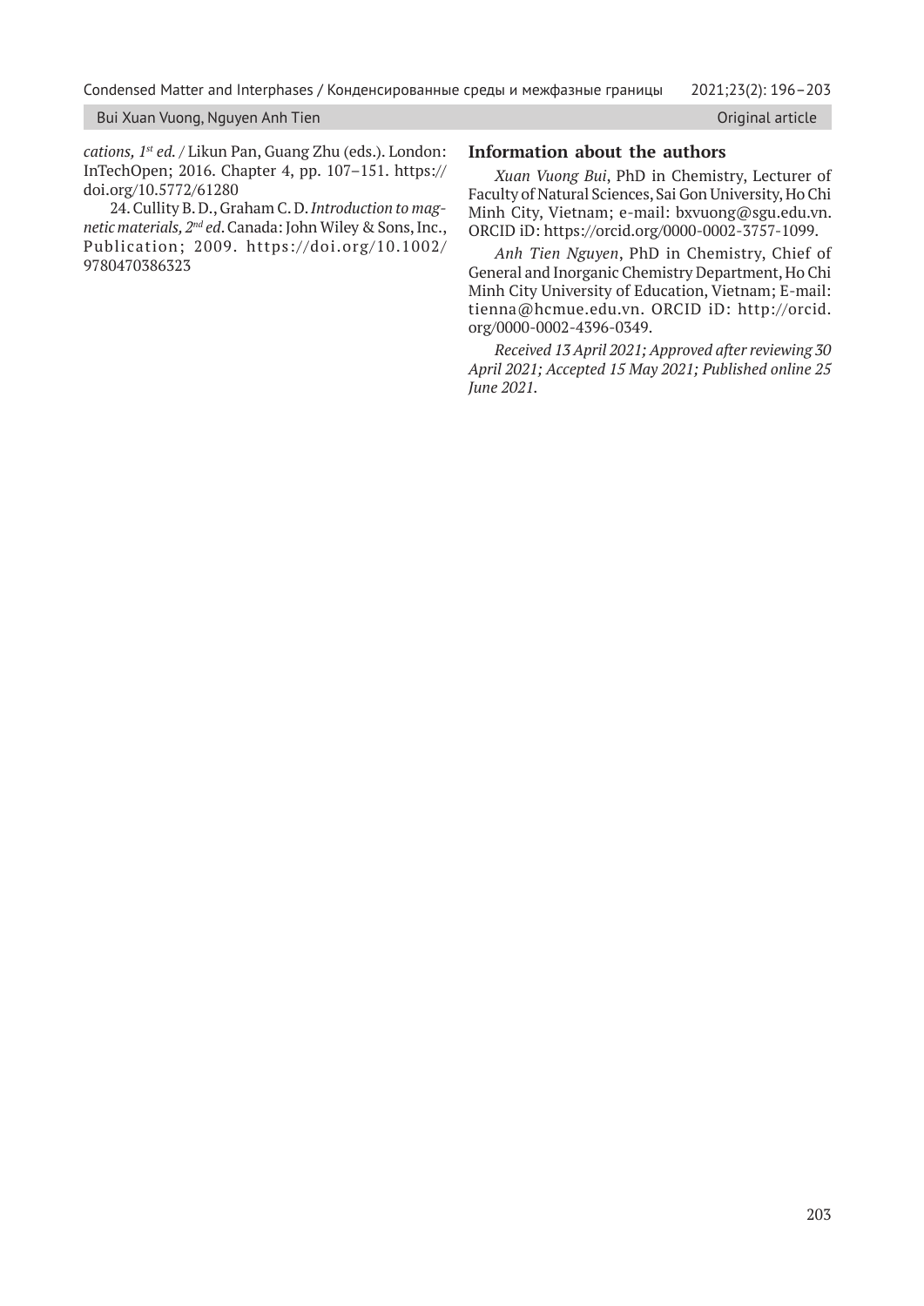*cations, 1st ed.* / Likun Pan, Guang Zhu (eds.). London: InTechOpen; 2016. Chapter 4, pp. 107–151. https://doi.org/10.5772/61280

24. Cullity B. D., Graham C. D. *Introduction to magnetic materials, 2nd ed*. Canada: John Wiley & Sons, Inc., Publication; 2009. https://doi.org/10.1002/9780470386323

## Information about the authors

*Xuan Vuong Bui*, PhD in Chemistry, Lecturer of Faculty of Natural Sciences, Sai Gon University, Ho Chi Minh City, Vietnam; e-mail: bxvuong@sgu.edu.vn. ORCID iD: https://orcid.org/0000-0002-3757-1099.

*Anh Tien Nguyen*, PhD in Chemistry, Chief of General and Inorganic Chemistry Department, Ho Chi Minh City University of Education, Vietnam; E-mail: tienna@hcmue.edu.vn. ORCID iD: http://orcid.org/0000-0002-4396-0349.

*Received 13 April 2021; Approved after reviewing 30 April 2021; Accepted 15 May 2021; Published online 25 June 2021.*